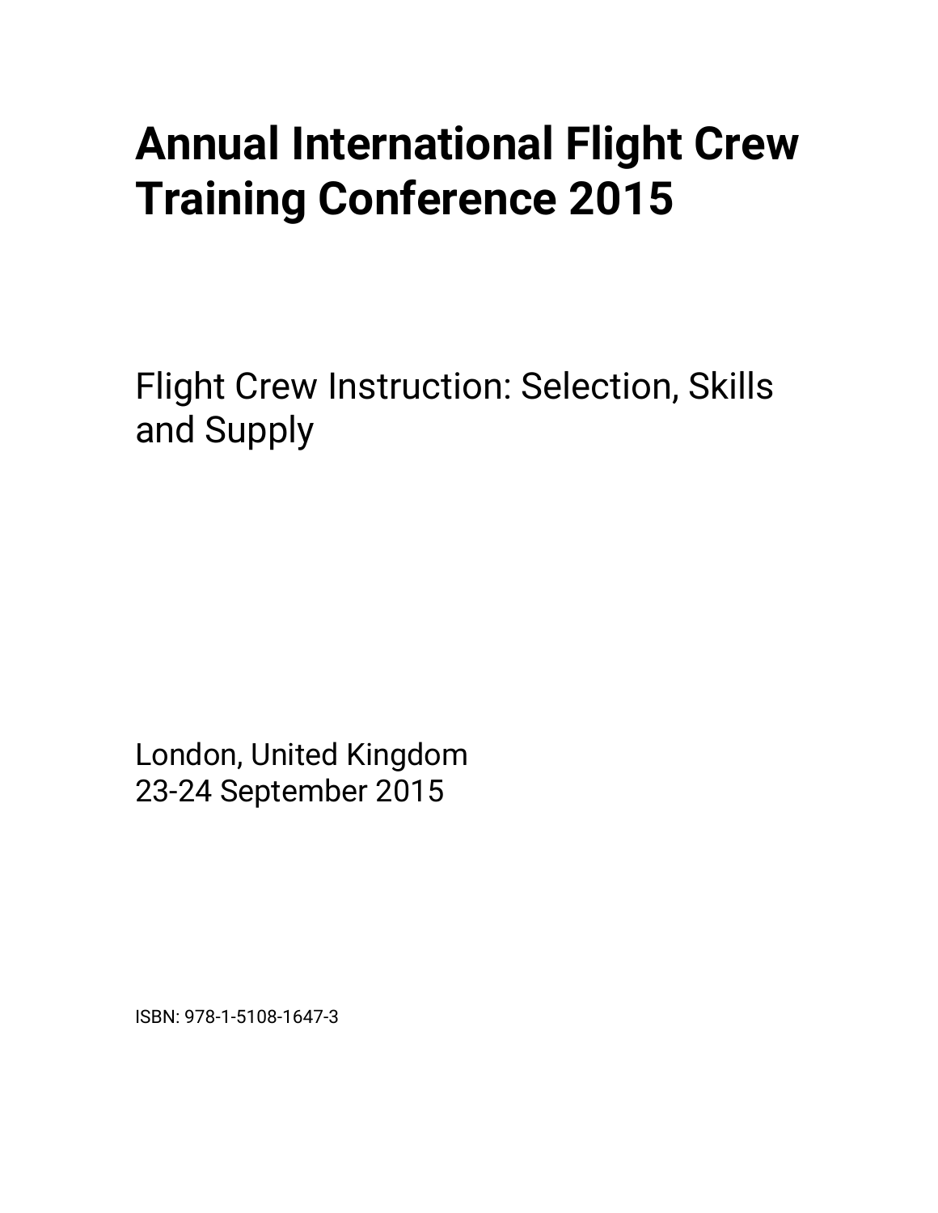# Annual International Flight Crew Training Conference 2015

Flight Crew Instruction: Selection, Skills and Supply

London, United Kingdom
23-24 September 2015

ISBN: 978-1-5108-1647-3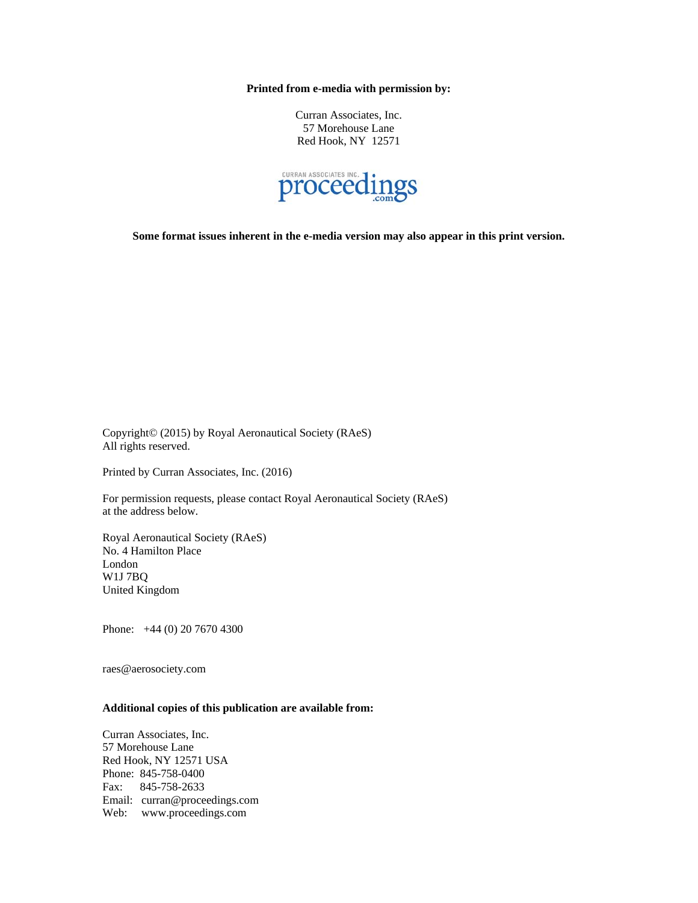**Printed from e-media with permission by:**

Curran Associates, Inc.
57 Morehouse Lane
Red Hook, NY 12571

**Some format issues inherent in the e-media version may also appear in this print version.**

Copyright© (2015) by Royal Aeronautical Society (RAeS)
All rights reserved.

Printed by Curran Associates, Inc. (2016)

For permission requests, please contact Royal Aeronautical Society (RAeS)
at the address below.

Royal Aeronautical Society (RAeS)
No. 4 Hamilton Place
London
W1J 7BQ
United Kingdom

Phone: +44 (0) 20 7670 4300

raes@aerosociety.com

**Additional copies of this publication are available from:**

Curran Associates, Inc.
57 Morehouse Lane
Red Hook, NY 12571 USA
Phone: 845-758-0400
Fax: 845-758-2633
Email: curran@proceedings.com
Web: www.proceedings.com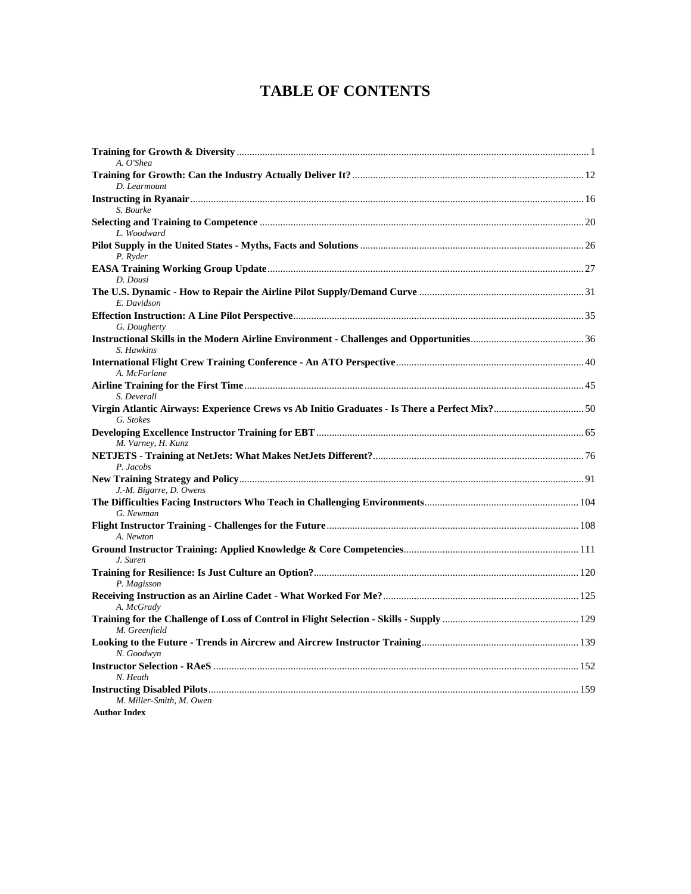# TABLE OF CONTENTS

**Training for Growth & Diversity** ........................................ 1
*A. O'Shea*

**Training for Growth: Can the Industry Actually Deliver It?** ........................................ 12
*D. Learmount*

**Instructing in Ryanair** ........................................ 16
*S. Bourke*

**Selecting and Training to Competence** ........................................ 20
*L. Woodward*

**Pilot Supply in the United States - Myths, Facts and Solutions** ........................................ 26
*P. Ryder*

**EASA Training Working Group Update** ........................................ 27
*D. Dousi*

**The U.S. Dynamic - How to Repair the Airline Pilot Supply/Demand Curve** ........................................ 31
*E. Davidson*

**Effection Instruction: A Line Pilot Perspective** ........................................ 35
*G. Dougherty*

**Instructional Skills in the Modern Airline Environment - Challenges and Opportunities** ........................................ 36
*S. Hawkins*

**International Flight Crew Training Conference - An ATO Perspective** ........................................ 40
*A. McFarlane*

**Airline Training for the First Time** ........................................ 45
*S. Deverall*

**Virgin Atlantic Airways: Experience Crews vs Ab Initio Graduates - Is There a Perfect Mix?** ........................................ 50
*G. Stokes*

**Developing Excellence Instructor Training for EBT** ........................................ 65
*M. Varney, H. Kunz*

**NETJETS - Training at NetJets: What Makes NetJets Different?** ........................................ 76
*P. Jacobs*

**New Training Strategy and Policy** ........................................ 91
*J.-M. Bigarre, D. Owens*

**The Difficulties Facing Instructors Who Teach in Challenging Environments** ........................................ 104
*G. Newman*

**Flight Instructor Training - Challenges for the Future** ........................................ 108
*A. Newton*

**Ground Instructor Training: Applied Knowledge & Core Competencies** ........................................ 111
*J. Suren*

**Training for Resilience: Is Just Culture an Option?** ........................................ 120
*P. Magisson*

**Receiving Instruction as an Airline Cadet - What Worked For Me?** ........................................ 125
*A. McGrady*

**Training for the Challenge of Loss of Control in Flight Selection - Skills - Supply** ........................................ 129
*M. Greenfield*

**Looking to the Future - Trends in Aircrew and Aircrew Instructor Training** ........................................ 139
*N. Goodwyn*

**Instructor Selection - RAeS** ........................................ 152
*N. Heath*

**Instructing Disabled Pilots** ........................................ 159
*M. Miller-Smith, M. Owen*

**Author Index**